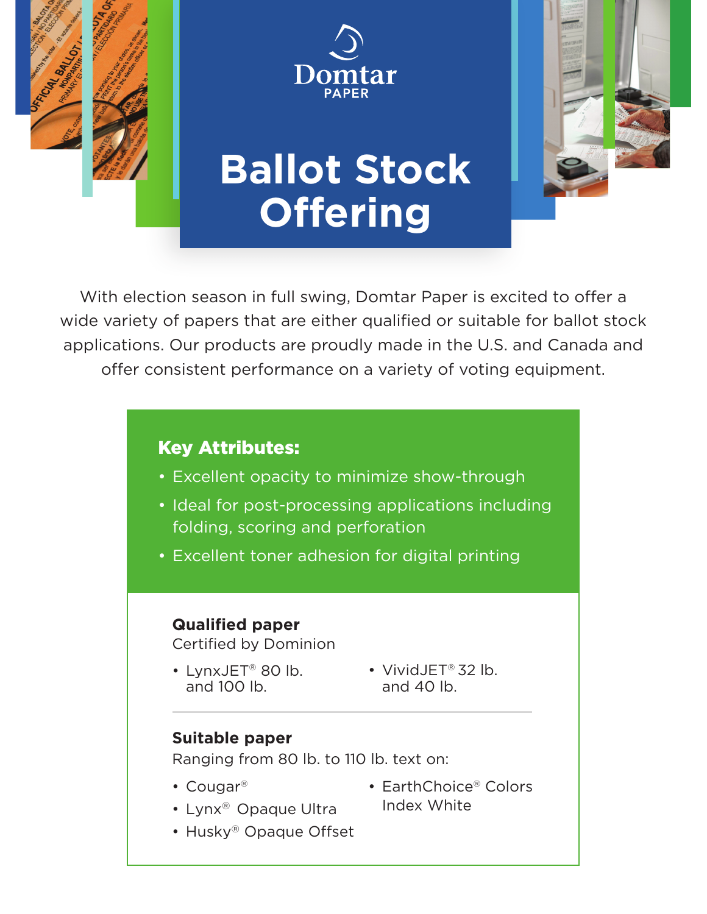Domtar PAPER

# Ballot Stock Offering

With election season in full swing, Domtar Paper is excited to offer a wide variety of papers that are either qualified or suitable for ballot stock applications. Our products are proudly made in the U.S. and Canada and offer consistent performance on a variety of voting equipment.

## Key Attributes:

- Excellent opacity to minimize show-through
- Ideal for post-processing applications including folding, scoring and perforation
- Excellent toner adhesion for digital printing

### Qualified paper

Certified by Dominion

- LynxJET® 80 lb. and 100 lb.
- VividJET® 32 lb. and 40 lb.

---

### Suitable paper

Ranging from 80 lb. to 110 lb. text on:

- Cougar®
- Lynx® Opaque Ultra
- Husky® Opaque Offset
- EarthChoice® Colors Index White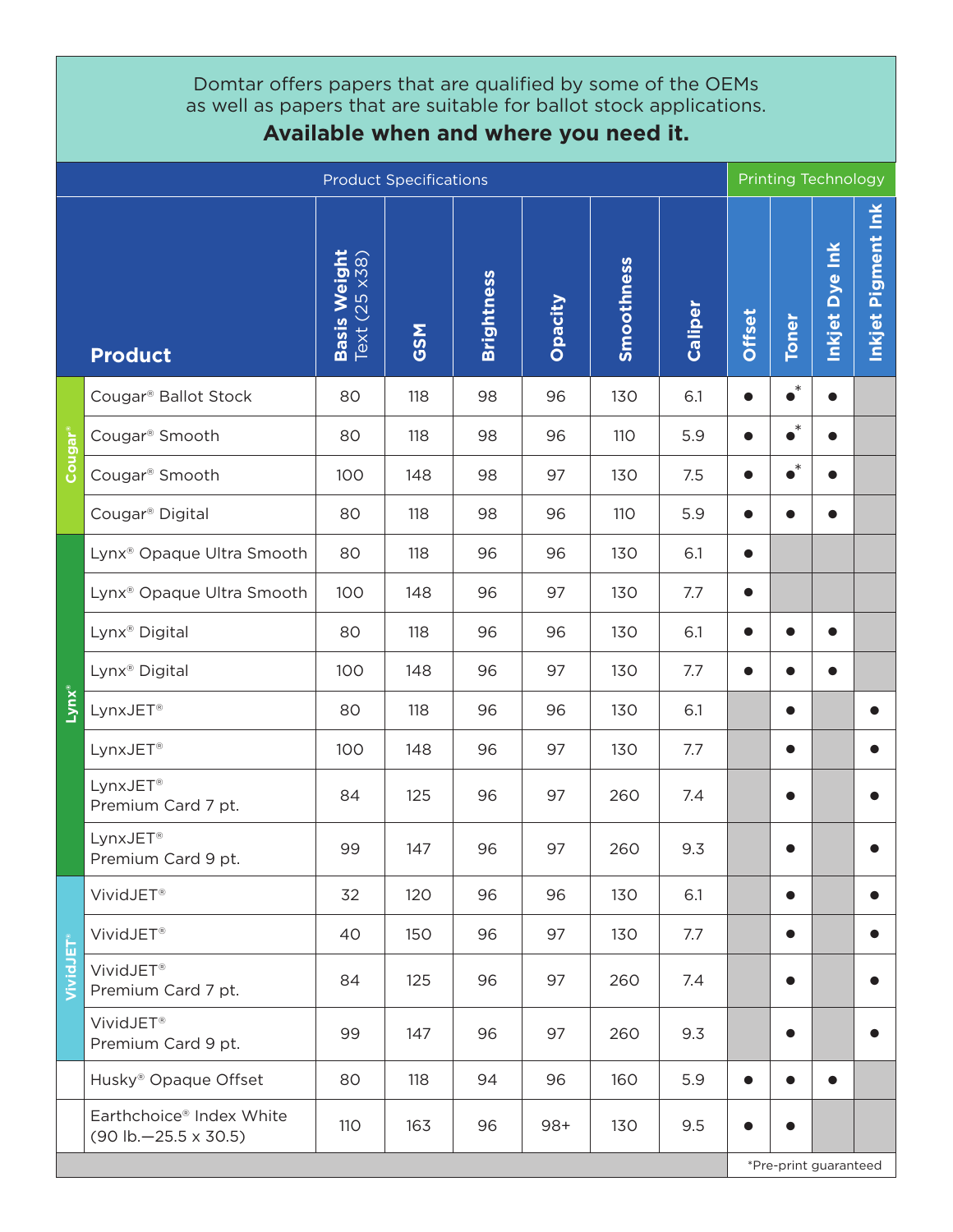Domtar offers papers that are qualified by some of the OEMs as well as papers that are suitable for ballot stock applications.

**Available when and where you need it.**

| | Product Specifications | | | | | | | Printing Technology | | | |
|---|---|---|---|---|---|---|---|---|---|---|---|
| | **Product** | **Basis Weight** Text (25 x38) | **GSM** | **Brightness** | **Opacity** | **Smoothness** | **Caliper** | **Offset** | **Toner** | **Inkjet Dye Ink** | **Inkjet Pigment Ink** |
| Cougar® | Cougar® Ballot Stock | 80 | 118 | 98 | 96 | 130 | 6.1 | ● | ●* | ● | |
| Cougar® | Cougar® Smooth | 80 | 118 | 98 | 96 | 110 | 5.9 | ● | ●* | ● | |
| Cougar® | Cougar® Smooth | 100 | 148 | 98 | 97 | 130 | 7.5 | ● | ●* | ● | |
| Cougar® | Cougar® Digital | 80 | 118 | 98 | 96 | 110 | 5.9 | ● | ● | ● | |
| Lynx® | Lynx® Opaque Ultra Smooth | 80 | 118 | 96 | 96 | 130 | 6.1 | ● | | | |
| Lynx® | Lynx® Opaque Ultra Smooth | 100 | 148 | 96 | 97 | 130 | 7.7 | ● | | | |
| Lynx® | Lynx® Digital | 80 | 118 | 96 | 96 | 130 | 6.1 | ● | ● | ● | |
| Lynx® | Lynx® Digital | 100 | 148 | 96 | 97 | 130 | 7.7 | ● | ● | ● | |
| Lynx® | LynxJET® | 80 | 118 | 96 | 96 | 130 | 6.1 | | ● | | ● |
| Lynx® | LynxJET® | 100 | 148 | 96 | 97 | 130 | 7.7 | | ● | | ● |
| Lynx® | LynxJET® Premium Card 7 pt. | 84 | 125 | 96 | 97 | 260 | 7.4 | | ● | | ● |
| Lynx® | LynxJET® Premium Card 9 pt. | 99 | 147 | 96 | 97 | 260 | 9.3 | | ● | | ● |
| VividJET® | VividJET® | 32 | 120 | 96 | 96 | 130 | 6.1 | | ● | | ● |
| VividJET® | VividJET® | 40 | 150 | 96 | 97 | 130 | 7.7 | | ● | | ● |
| VividJET® | VividJET® Premium Card 7 pt. | 84 | 125 | 96 | 97 | 260 | 7.4 | | ● | | ● |
| VividJET® | VividJET® Premium Card 9 pt. | 99 | 147 | 96 | 97 | 260 | 9.3 | | ● | | ● |
| | Husky® Opaque Offset | 80 | 118 | 94 | 96 | 160 | 5.9 | ● | ● | ● | |
| | Earthchoice® Index White (90 lb.—25.5 x 30.5) | 110 | 163 | 96 | 98+ | 130 | 9.5 | ● | ● | | |

*Pre-print guaranteed